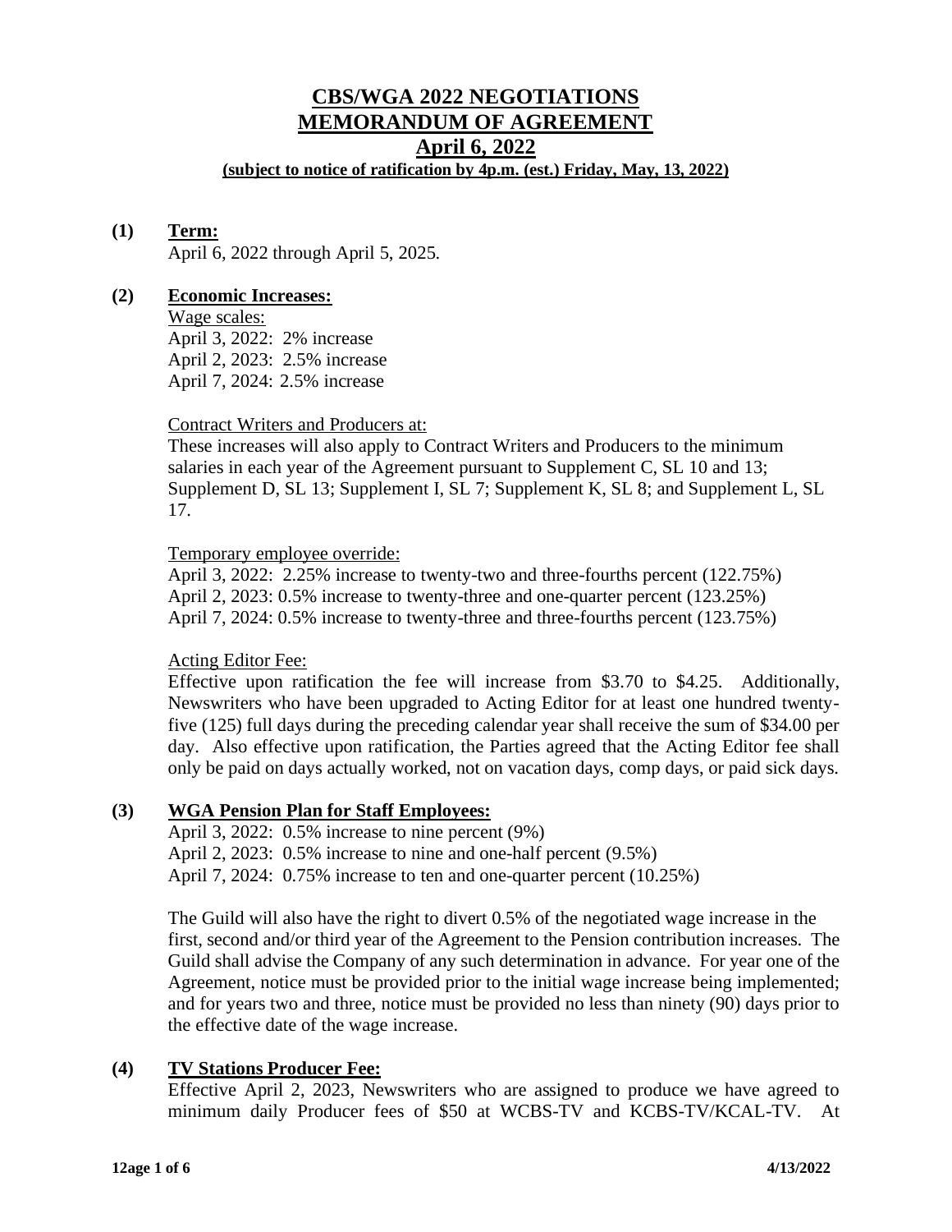# CBS/WGA 2022 NEGOTIATIONS
# MEMORANDUM OF AGREEMENT
## April 6, 2022
**(subject to notice of ratification by 4p.m. (est.) Friday, May, 13, 2022)**

**(1) Term:**

April 6, 2022 through April 5, 2025.

**(2) Economic Increases:**

Wage scales:
April 3, 2022: 2% increase
April 2, 2023: 2.5% increase
April 7, 2024: 2.5% increase

Contract Writers and Producers at:
These increases will also apply to Contract Writers and Producers to the minimum salaries in each year of the Agreement pursuant to Supplement C, SL 10 and 13; Supplement D, SL 13; Supplement I, SL 7; Supplement K, SL 8; and Supplement L, SL 17.

Temporary employee override:
April 3, 2022: 2.25% increase to twenty-two and three-fourths percent (122.75%)
April 2, 2023: 0.5% increase to twenty-three and one-quarter percent (123.25%)
April 7, 2024: 0.5% increase to twenty-three and three-fourths percent (123.75%)

Acting Editor Fee:
Effective upon ratification the fee will increase from $3.70 to $4.25. Additionally, Newswriters who have been upgraded to Acting Editor for at least one hundred twenty-five (125) full days during the preceding calendar year shall receive the sum of $34.00 per day. Also effective upon ratification, the Parties agreed that the Acting Editor fee shall only be paid on days actually worked, not on vacation days, comp days, or paid sick days.

**(3) WGA Pension Plan for Staff Employees:**

April 3, 2022: 0.5% increase to nine percent (9%)
April 2, 2023: 0.5% increase to nine and one-half percent (9.5%)
April 7, 2024: 0.75% increase to ten and one-quarter percent (10.25%)

The Guild will also have the right to divert 0.5% of the negotiated wage increase in the first, second and/or third year of the Agreement to the Pension contribution increases. The Guild shall advise the Company of any such determination in advance. For year one of the Agreement, notice must be provided prior to the initial wage increase being implemented; and for years two and three, notice must be provided no less than ninety (90) days prior to the effective date of the wage increase.

**(4) TV Stations Producer Fee:**

Effective April 2, 2023, Newswriters who are assigned to produce we have agreed to minimum daily Producer fees of $50 at WCBS-TV and KCBS-TV/KCAL-TV. At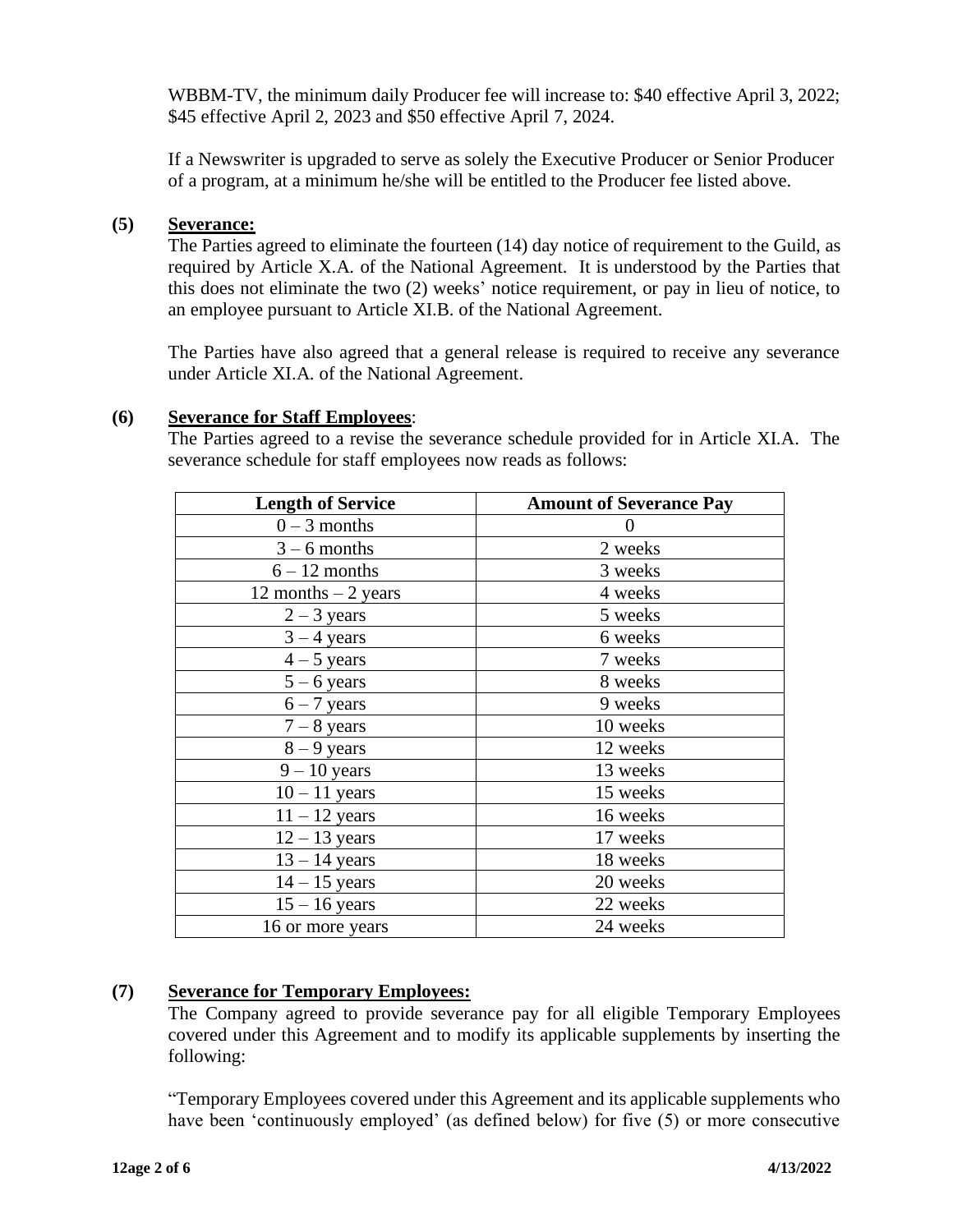WBBM-TV, the minimum daily Producer fee will increase to: $40 effective April 3, 2022; $45 effective April 2, 2023 and $50 effective April 7, 2024.

If a Newswriter is upgraded to serve as solely the Executive Producer or Senior Producer of a program, at a minimum he/she will be entitled to the Producer fee listed above.

**(5) Severance:**

The Parties agreed to eliminate the fourteen (14) day notice of requirement to the Guild, as required by Article X.A. of the National Agreement. It is understood by the Parties that this does not eliminate the two (2) weeks' notice requirement, or pay in lieu of notice, to an employee pursuant to Article XI.B. of the National Agreement.

The Parties have also agreed that a general release is required to receive any severance under Article XI.A. of the National Agreement.

**(6) Severance for Staff Employees:**

The Parties agreed to a revise the severance schedule provided for in Article XI.A. The severance schedule for staff employees now reads as follows:

| Length of Service | Amount of Severance Pay |
|---|---|
| 0 – 3 months | 0 |
| 3 – 6 months | 2 weeks |
| 6 – 12 months | 3 weeks |
| 12 months – 2 years | 4 weeks |
| 2 – 3 years | 5 weeks |
| 3 – 4 years | 6 weeks |
| 4 – 5 years | 7 weeks |
| 5 – 6 years | 8 weeks |
| 6 – 7 years | 9 weeks |
| 7 – 8 years | 10 weeks |
| 8 – 9 years | 12 weeks |
| 9 – 10 years | 13 weeks |
| 10 – 11 years | 15 weeks |
| 11 – 12 years | 16 weeks |
| 12 – 13 years | 17 weeks |
| 13 – 14 years | 18 weeks |
| 14 – 15 years | 20 weeks |
| 15 – 16 years | 22 weeks |
| 16 or more years | 24 weeks |

**(7) Severance for Temporary Employees:**

The Company agreed to provide severance pay for all eligible Temporary Employees covered under this Agreement and to modify its applicable supplements by inserting the following:

"Temporary Employees covered under this Agreement and its applicable supplements who have been 'continuously employed' (as defined below) for five (5) or more consecutive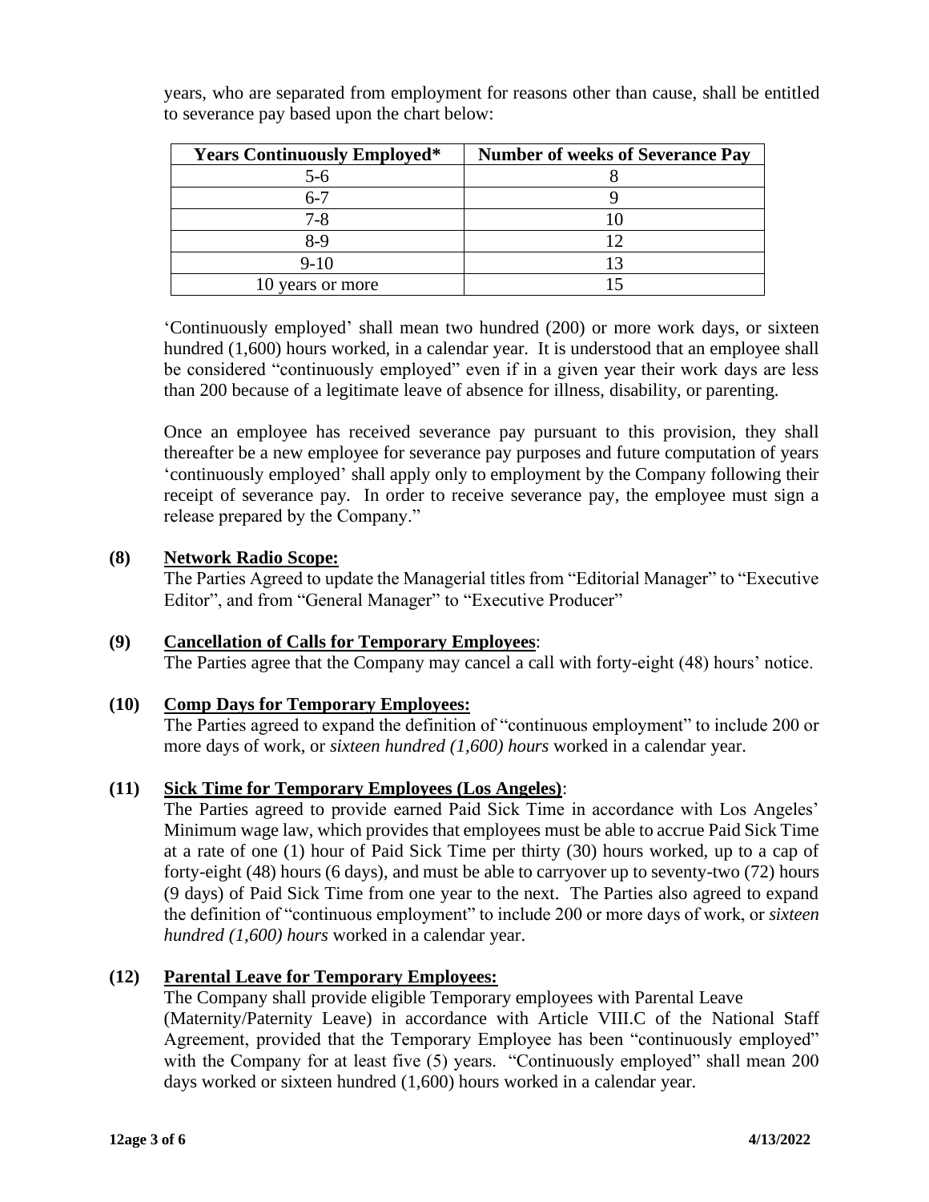years, who are separated from employment for reasons other than cause, shall be entitled to severance pay based upon the chart below:

| Years Continuously Employed* | Number of weeks of Severance Pay |
|---|---|
| 5-6 | 8 |
| 6-7 | 9 |
| 7-8 | 10 |
| 8-9 | 12 |
| 9-10 | 13 |
| 10 years or more | 15 |

'Continuously employed' shall mean two hundred (200) or more work days, or sixteen hundred (1,600) hours worked, in a calendar year. It is understood that an employee shall be considered "continuously employed" even if in a given year their work days are less than 200 because of a legitimate leave of absence for illness, disability, or parenting.

Once an employee has received severance pay pursuant to this provision, they shall thereafter be a new employee for severance pay purposes and future computation of years 'continuously employed' shall apply only to employment by the Company following their receipt of severance pay. In order to receive severance pay, the employee must sign a release prepared by the Company."

**(8) Network Radio Scope:**

The Parties Agreed to update the Managerial titles from "Editorial Manager" to "Executive Editor", and from "General Manager" to "Executive Producer"

**(9) Cancellation of Calls for Temporary Employees:**

The Parties agree that the Company may cancel a call with forty-eight (48) hours' notice.

**(10) Comp Days for Temporary Employees:**

The Parties agreed to expand the definition of "continuous employment" to include 200 or more days of work, or *sixteen hundred (1,600) hours* worked in a calendar year.

**(11) Sick Time for Temporary Employees (Los Angeles):**

The Parties agreed to provide earned Paid Sick Time in accordance with Los Angeles' Minimum wage law, which provides that employees must be able to accrue Paid Sick Time at a rate of one (1) hour of Paid Sick Time per thirty (30) hours worked, up to a cap of forty-eight (48) hours (6 days), and must be able to carryover up to seventy-two (72) hours (9 days) of Paid Sick Time from one year to the next. The Parties also agreed to expand the definition of "continuous employment" to include 200 or more days of work, or *sixteen hundred (1,600) hours* worked in a calendar year.

**(12) Parental Leave for Temporary Employees:**

The Company shall provide eligible Temporary employees with Parental Leave (Maternity/Paternity Leave) in accordance with Article VIII.C of the National Staff Agreement, provided that the Temporary Employee has been "continuously employed" with the Company for at least five (5) years. "Continuously employed" shall mean 200 days worked or sixteen hundred (1,600) hours worked in a calendar year.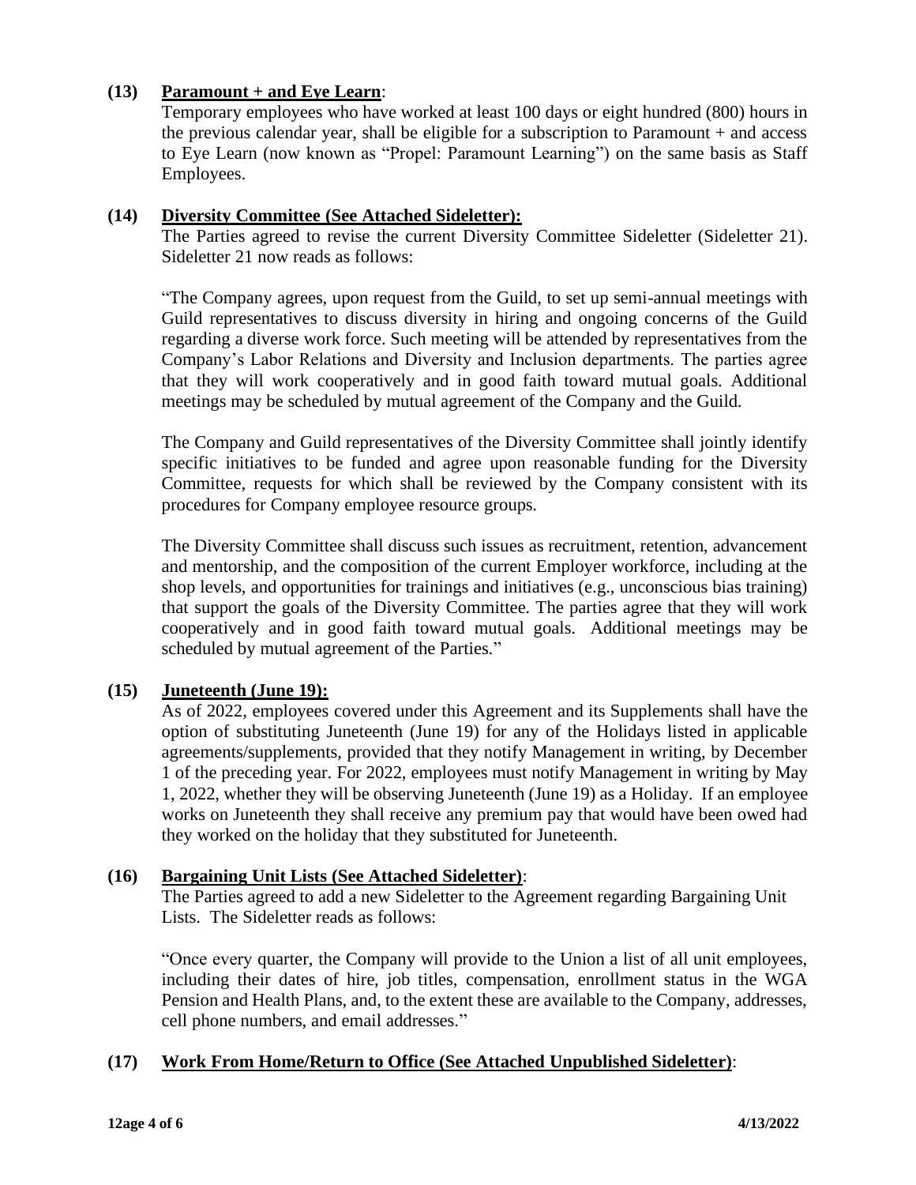**(13) Paramount + and Eye Learn**:

Temporary employees who have worked at least 100 days or eight hundred (800) hours in the previous calendar year, shall be eligible for a subscription to Paramount + and access to Eye Learn (now known as "Propel: Paramount Learning") on the same basis as Staff Employees.

**(14) Diversity Committee (See Attached Sideletter):**

The Parties agreed to revise the current Diversity Committee Sideletter (Sideletter 21). Sideletter 21 now reads as follows:

"The Company agrees, upon request from the Guild, to set up semi-annual meetings with Guild representatives to discuss diversity in hiring and ongoing concerns of the Guild regarding a diverse work force. Such meeting will be attended by representatives from the Company's Labor Relations and Diversity and Inclusion departments. The parties agree that they will work cooperatively and in good faith toward mutual goals. Additional meetings may be scheduled by mutual agreement of the Company and the Guild.

The Company and Guild representatives of the Diversity Committee shall jointly identify specific initiatives to be funded and agree upon reasonable funding for the Diversity Committee, requests for which shall be reviewed by the Company consistent with its procedures for Company employee resource groups.

The Diversity Committee shall discuss such issues as recruitment, retention, advancement and mentorship, and the composition of the current Employer workforce, including at the shop levels, and opportunities for trainings and initiatives (e.g., unconscious bias training) that support the goals of the Diversity Committee. The parties agree that they will work cooperatively and in good faith toward mutual goals. Additional meetings may be scheduled by mutual agreement of the Parties."

**(15) Juneteenth (June 19):**

As of 2022, employees covered under this Agreement and its Supplements shall have the option of substituting Juneteenth (June 19) for any of the Holidays listed in applicable agreements/supplements, provided that they notify Management in writing, by December 1 of the preceding year. For 2022, employees must notify Management in writing by May 1, 2022, whether they will be observing Juneteenth (June 19) as a Holiday. If an employee works on Juneteenth they shall receive any premium pay that would have been owed had they worked on the holiday that they substituted for Juneteenth.

**(16) Bargaining Unit Lists (See Attached Sideletter)**:

The Parties agreed to add a new Sideletter to the Agreement regarding Bargaining Unit Lists. The Sideletter reads as follows:

"Once every quarter, the Company will provide to the Union a list of all unit employees, including their dates of hire, job titles, compensation, enrollment status in the WGA Pension and Health Plans, and, to the extent these are available to the Company, addresses, cell phone numbers, and email addresses."

**(17) Work From Home/Return to Office (See Attached Unpublished Sideletter)**: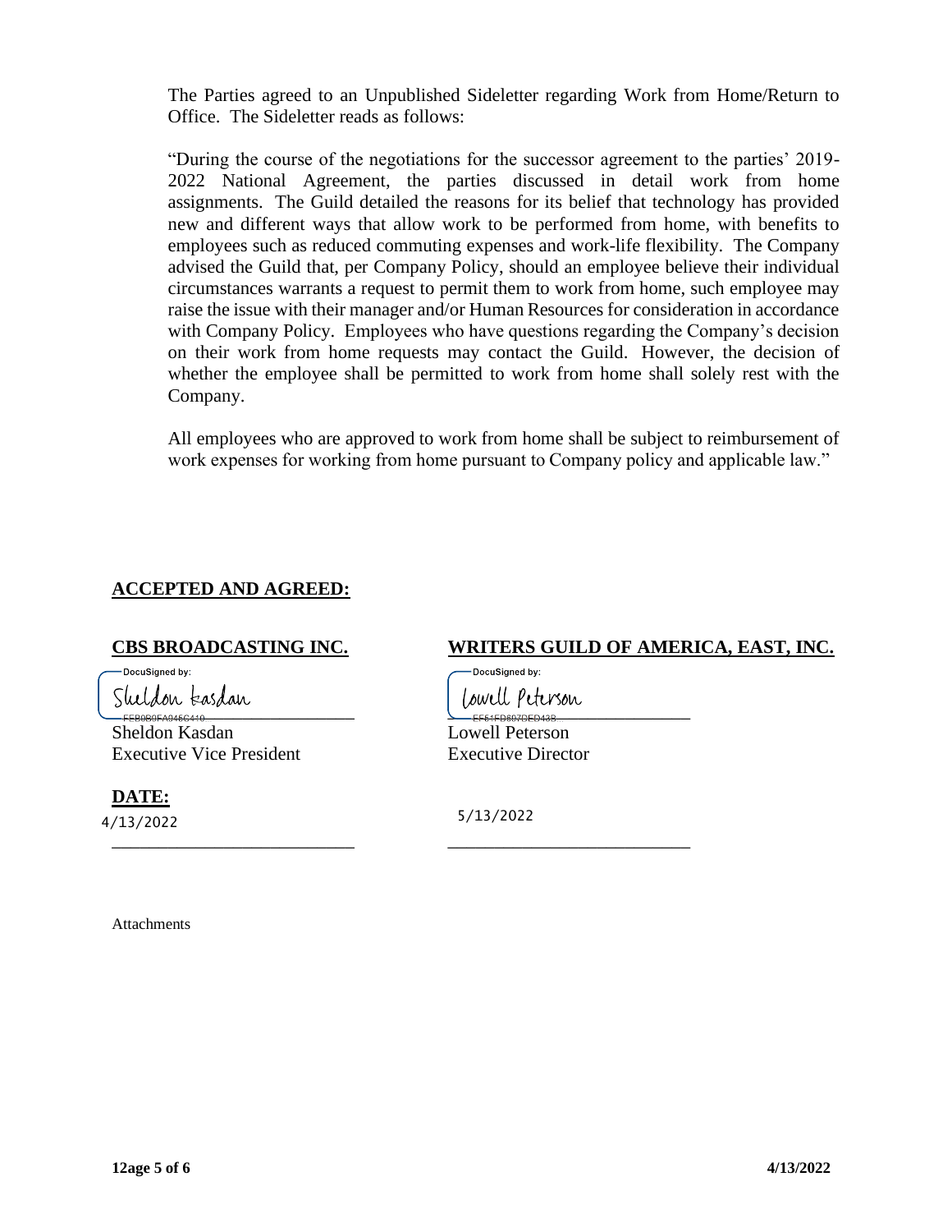The Parties agreed to an Unpublished Sideletter regarding Work from Home/Return to Office. The Sideletter reads as follows:

"During the course of the negotiations for the successor agreement to the parties' 2019-2022 National Agreement, the parties discussed in detail work from home assignments. The Guild detailed the reasons for its belief that technology has provided new and different ways that allow work to be performed from home, with benefits to employees such as reduced commuting expenses and work-life flexibility. The Company advised the Guild that, per Company Policy, should an employee believe their individual circumstances warrants a request to permit them to work from home, such employee may raise the issue with their manager and/or Human Resources for consideration in accordance with Company Policy. Employees who have questions regarding the Company's decision on their work from home requests may contact the Guild. However, the decision of whether the employee shall be permitted to work from home shall solely rest with the Company.

All employees who are approved to work from home shall be subject to reimbursement of work expenses for working from home pursuant to Company policy and applicable law."

**ACCEPTED AND AGREED:**

**CBS BROADCASTING INC.**

DocuSigned by:
Sheldon Kasdan
FEB0B9FA045C410...

Sheldon Kasdan
Executive Vice President

**WRITERS GUILD OF AMERICA, EAST, INC.**

DocuSigned by:
Lowell Peterson
EF51FD807DED43B...

Lowell Peterson
Executive Director

**DATE:**

4/13/2022

5/13/2022

Attachments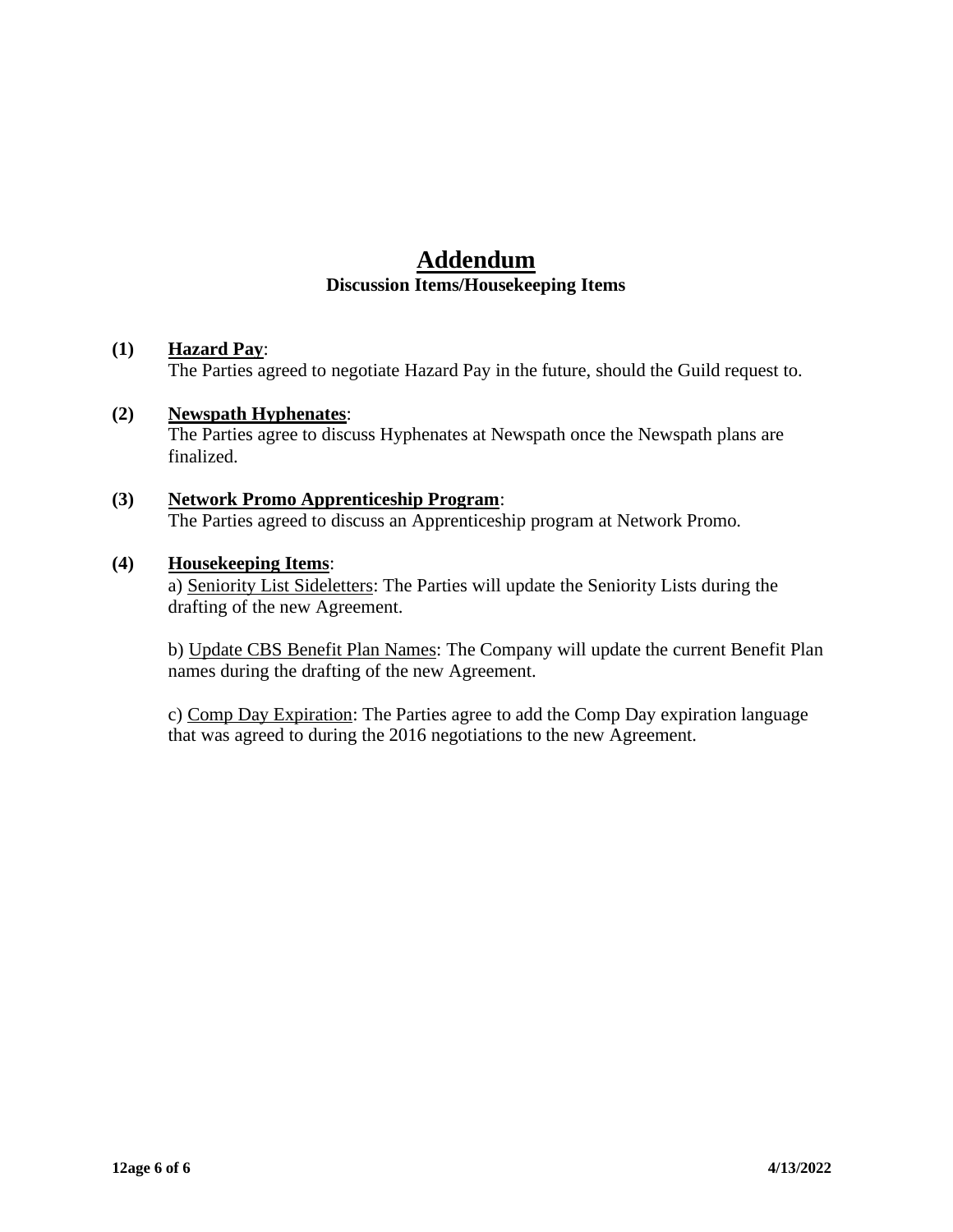# Addendum

**Discussion Items/Housekeeping Items**

**(1)** **Hazard Pay**:
The Parties agreed to negotiate Hazard Pay in the future, should the Guild request to.

**(2)** **Newspath Hyphenates**:
The Parties agree to discuss Hyphenates at Newspath once the Newspath plans are finalized.

**(3)** **Network Promo Apprenticeship Program**:
The Parties agreed to discuss an Apprenticeship program at Network Promo.

**(4)** **Housekeeping Items**:

a) Seniority List Sideletters: The Parties will update the Seniority Lists during the drafting of the new Agreement.

b) Update CBS Benefit Plan Names: The Company will update the current Benefit Plan names during the drafting of the new Agreement.

c) Comp Day Expiration: The Parties agree to add the Comp Day expiration language that was agreed to during the 2016 negotiations to the new Agreement.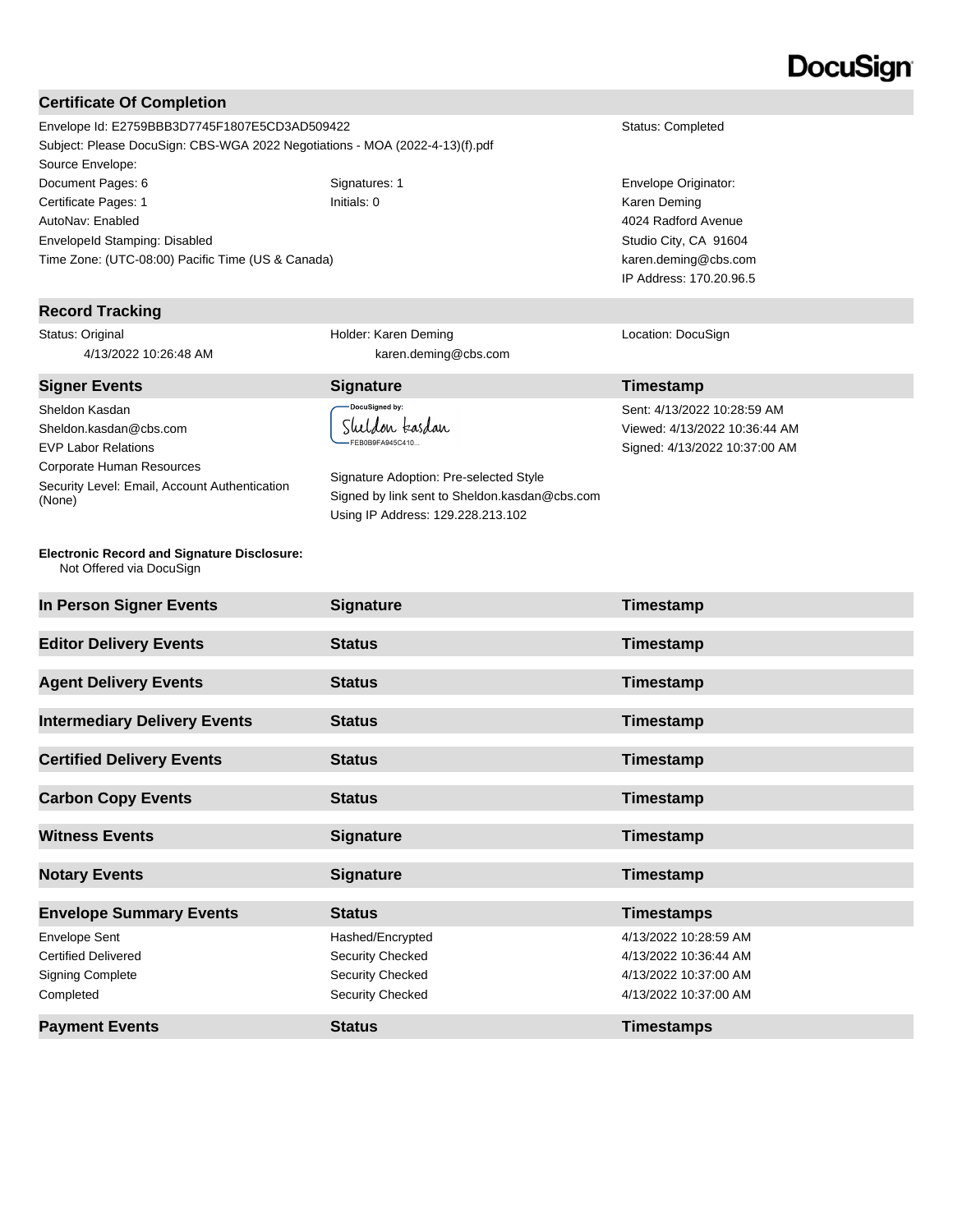DocuSign

## Certificate Of Completion

Envelope Id: E2759BBB3D7745F1807E5CD3AD509422

Status: Completed

Subject: Please DocuSign: CBS-WGA 2022 Negotiations - MOA (2022-4-13)(f).pdf

Source Envelope:

| | | |
|---|---|---|
| Document Pages: 6 | Signatures: 1 | Envelope Originator: |
| Certificate Pages: 1 | Initials: 0 | Karen Deming |
| AutoNav: Enabled | | 4024 Radford Avenue |
| EnvelopeId Stamping: Disabled | | Studio City, CA 91604 |
| Time Zone: (UTC-08:00) Pacific Time (US & Canada) | | karen.deming@cbs.com |
| | | IP Address: 170.20.96.5 |

## Record Tracking

| | | |
|---|---|---|
| Status: Original<br>4/13/2022 10:26:48 AM | Holder: Karen Deming<br>karen.deming@cbs.com | Location: DocuSign |

| Signer Events | Signature | Timestamp |
|---|---|---|
| Sheldon Kasdan<br>Sheldon.kasdan@cbs.com<br>EVP Labor Relations<br>Corporate Human Resources<br>Security Level: Email, Account Authentication (None) | DocuSigned by: Sheldon Kasdan<br>FEB0B9FA945C410...<br><br>Signature Adoption: Pre-selected Style<br>Signed by link sent to Sheldon.kasdan@cbs.com<br>Using IP Address: 129.228.213.102 | Sent: 4/13/2022 10:28:59 AM<br>Viewed: 4/13/2022 10:36:44 AM<br>Signed: 4/13/2022 10:37:00 AM |

**Electronic Record and Signature Disclosure:**
Not Offered via DocuSign

| In Person Signer Events | Signature | Timestamp |
|---|---|---|

| Editor Delivery Events | Status | Timestamp |
|---|---|---|

| Agent Delivery Events | Status | Timestamp |
|---|---|---|

| Intermediary Delivery Events | Status | Timestamp |
|---|---|---|

| Certified Delivery Events | Status | Timestamp |
|---|---|---|

| Carbon Copy Events | Status | Timestamp |
|---|---|---|

| Witness Events | Signature | Timestamp |
|---|---|---|

| Notary Events | Signature | Timestamp |
|---|---|---|

| Envelope Summary Events | Status | Timestamps |
|---|---|---|
| Envelope Sent | Hashed/Encrypted | 4/13/2022 10:28:59 AM |
| Certified Delivered | Security Checked | 4/13/2022 10:36:44 AM |
| Signing Complete | Security Checked | 4/13/2022 10:37:00 AM |
| Completed | Security Checked | 4/13/2022 10:37:00 AM |

| Payment Events | Status | Timestamps |
|---|---|---|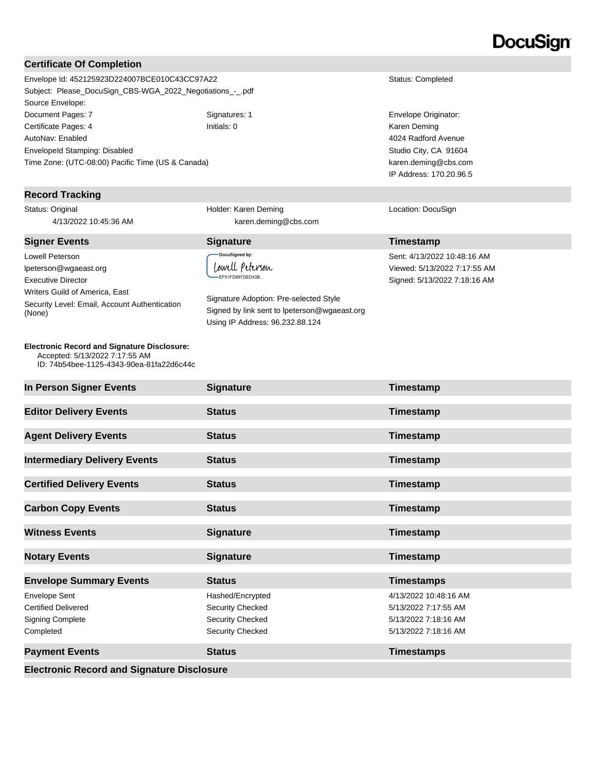DocuSign

## Certificate Of Completion

Envelope Id: 452125923D224007BCE010C43CC97A22
Status: Completed
Subject: Please_DocuSign_CBS-WGA_2022_Negotiations_-_.pdf
Source Envelope:
Document Pages: 7
Signatures: 1
Certificate Pages: 4
Initials: 0
AutoNav: Enabled
EnvelopeId Stamping: Disabled
Time Zone: (UTC-08:00) Pacific Time (US & Canada)

Envelope Originator:
Karen Deming
4024 Radford Avenue
Studio City, CA 91604
karen.deming@cbs.com
IP Address: 170.20.96.5

## Record Tracking

| Status: Original | Holder: Karen Deming | Location: DocuSign |
|---|---|---|
| 4/13/2022 10:45:36 AM | karen.deming@cbs.com | |

| Signer Events | Signature | Timestamp |
|---|---|---|
| Lowell Peterson<br>lpeterson@wgaeast.org<br>Executive Director<br>Writers Guild of America, East<br>Security Level: Email, Account Authentication (None) | DocuSigned by: Lowell Peterson EF51FD697DED43B...<br>Signature Adoption: Pre-selected Style<br>Signed by link sent to lpeterson@wgaeast.org<br>Using IP Address: 96.232.88.124 | Sent: 4/13/2022 10:48:16 AM<br>Viewed: 5/13/2022 7:17:55 AM<br>Signed: 5/13/2022 7:18:16 AM |

**Electronic Record and Signature Disclosure:**
Accepted: 5/13/2022 7:17:55 AM
ID: 74b54bee-1125-4343-90ea-81fa22d6c44c

| In Person Signer Events | Signature | Timestamp |
|---|---|---|

| Editor Delivery Events | Status | Timestamp |
|---|---|---|

| Agent Delivery Events | Status | Timestamp |
|---|---|---|

| Intermediary Delivery Events | Status | Timestamp |
|---|---|---|

| Certified Delivery Events | Status | Timestamp |
|---|---|---|

| Carbon Copy Events | Status | Timestamp |
|---|---|---|

| Witness Events | Signature | Timestamp |
|---|---|---|

| Notary Events | Signature | Timestamp |
|---|---|---|

| Envelope Summary Events | Status | Timestamps |
|---|---|---|
| Envelope Sent | Hashed/Encrypted | 4/13/2022 10:48:16 AM |
| Certified Delivered | Security Checked | 5/13/2022 7:17:55 AM |
| Signing Complete | Security Checked | 5/13/2022 7:18:16 AM |
| Completed | Security Checked | 5/13/2022 7:18:16 AM |

| Payment Events | Status | Timestamps |
|---|---|---|

## Electronic Record and Signature Disclosure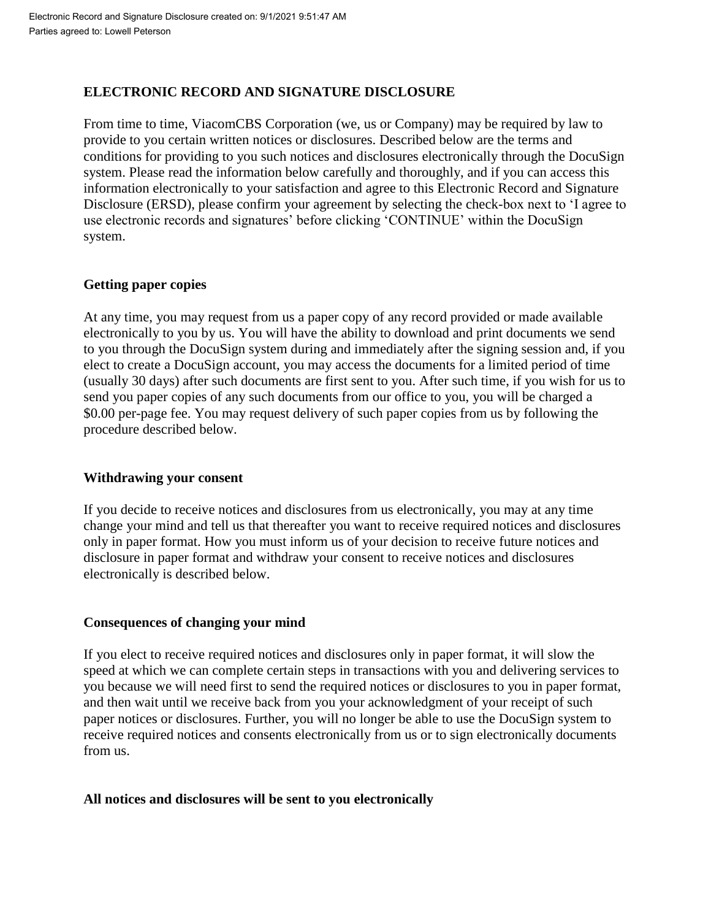Electronic Record and Signature Disclosure created on: 9/1/2021 9:51:47 AM
Parties agreed to: Lowell Peterson

## ELECTRONIC RECORD AND SIGNATURE DISCLOSURE

From time to time, ViacomCBS Corporation (we, us or Company) may be required by law to provide to you certain written notices or disclosures. Described below are the terms and conditions for providing to you such notices and disclosures electronically through the DocuSign system. Please read the information below carefully and thoroughly, and if you can access this information electronically to your satisfaction and agree to this Electronic Record and Signature Disclosure (ERSD), please confirm your agreement by selecting the check-box next to 'I agree to use electronic records and signatures' before clicking 'CONTINUE' within the DocuSign system.

### Getting paper copies

At any time, you may request from us a paper copy of any record provided or made available electronically to you by us. You will have the ability to download and print documents we send to you through the DocuSign system during and immediately after the signing session and, if you elect to create a DocuSign account, you may access the documents for a limited period of time (usually 30 days) after such documents are first sent to you. After such time, if you wish for us to send you paper copies of any such documents from our office to you, you will be charged a $0.00 per-page fee. You may request delivery of such paper copies from us by following the procedure described below.

### Withdrawing your consent

If you decide to receive notices and disclosures from us electronically, you may at any time change your mind and tell us that thereafter you want to receive required notices and disclosures only in paper format. How you must inform us of your decision to receive future notices and disclosure in paper format and withdraw your consent to receive notices and disclosures electronically is described below.

### Consequences of changing your mind

If you elect to receive required notices and disclosures only in paper format, it will slow the speed at which we can complete certain steps in transactions with you and delivering services to you because we will need first to send the required notices or disclosures to you in paper format, and then wait until we receive back from you your acknowledgment of your receipt of such paper notices or disclosures. Further, you will no longer be able to use the DocuSign system to receive required notices and consents electronically from us or to sign electronically documents from us.

### All notices and disclosures will be sent to you electronically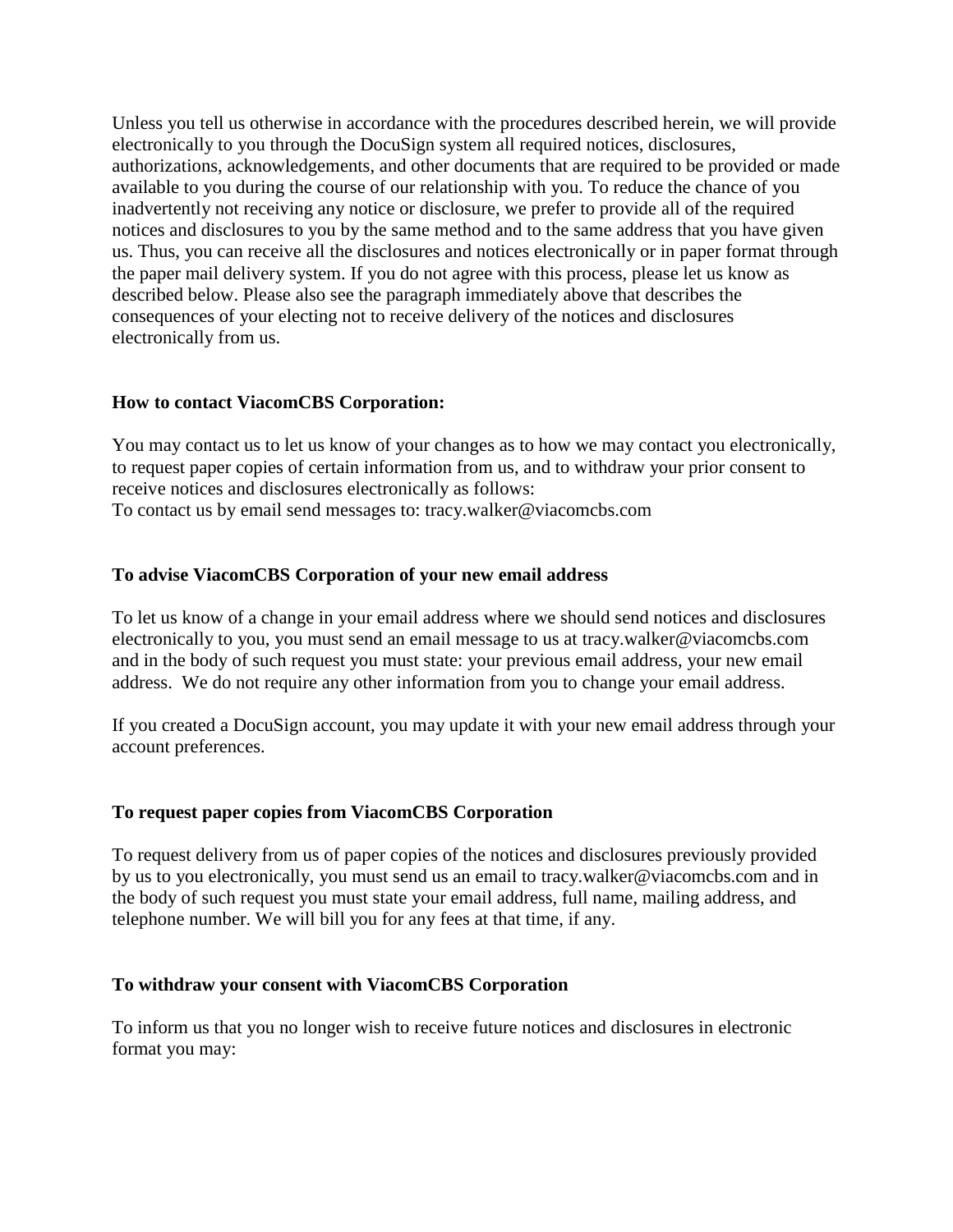Unless you tell us otherwise in accordance with the procedures described herein, we will provide electronically to you through the DocuSign system all required notices, disclosures, authorizations, acknowledgements, and other documents that are required to be provided or made available to you during the course of our relationship with you. To reduce the chance of you inadvertently not receiving any notice or disclosure, we prefer to provide all of the required notices and disclosures to you by the same method and to the same address that you have given us. Thus, you can receive all the disclosures and notices electronically or in paper format through the paper mail delivery system. If you do not agree with this process, please let us know as described below. Please also see the paragraph immediately above that describes the consequences of your electing not to receive delivery of the notices and disclosures electronically from us.

**How to contact ViacomCBS Corporation:**

You may contact us to let us know of your changes as to how we may contact you electronically, to request paper copies of certain information from us, and to withdraw your prior consent to receive notices and disclosures electronically as follows:
To contact us by email send messages to: tracy.walker@viacomcbs.com

**To advise ViacomCBS Corporation of your new email address**

To let us know of a change in your email address where we should send notices and disclosures electronically to you, you must send an email message to us at tracy.walker@viacomcbs.com and in the body of such request you must state: your previous email address, your new email address. We do not require any other information from you to change your email address.

If you created a DocuSign account, you may update it with your new email address through your account preferences.

**To request paper copies from ViacomCBS Corporation**

To request delivery from us of paper copies of the notices and disclosures previously provided by us to you electronically, you must send us an email to tracy.walker@viacomcbs.com and in the body of such request you must state your email address, full name, mailing address, and telephone number. We will bill you for any fees at that time, if any.

**To withdraw your consent with ViacomCBS Corporation**

To inform us that you no longer wish to receive future notices and disclosures in electronic format you may: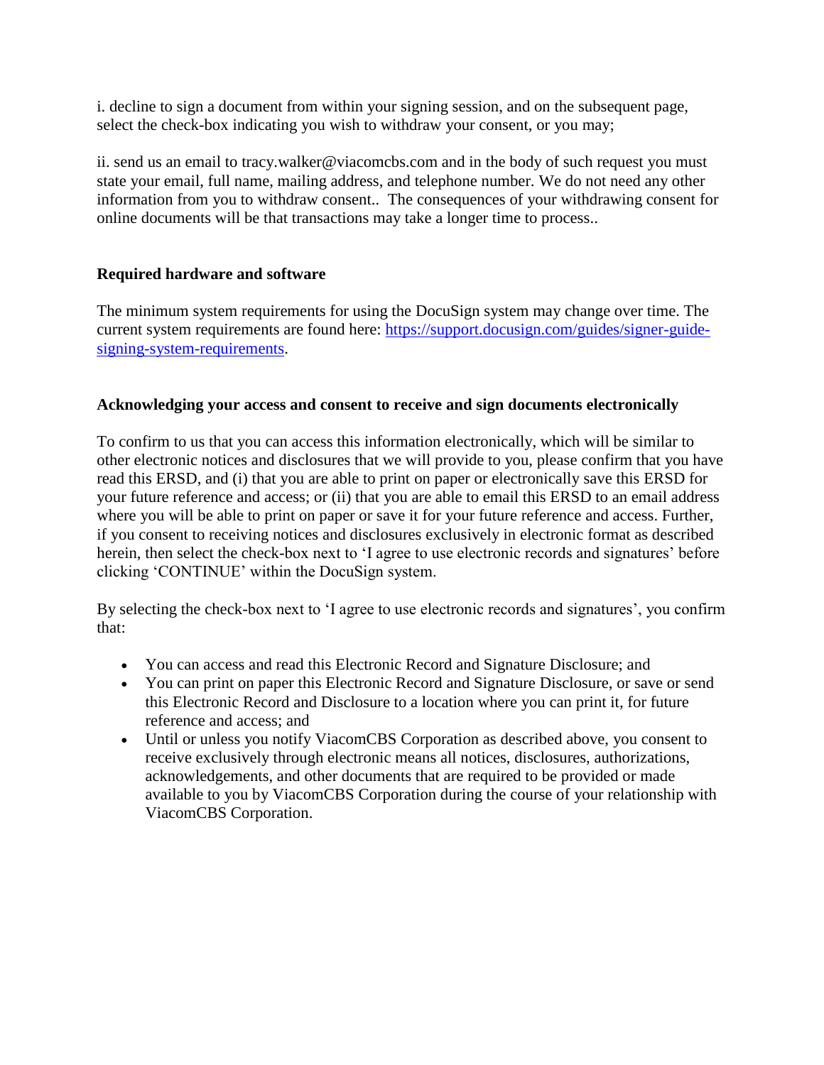i. decline to sign a document from within your signing session, and on the subsequent page, select the check-box indicating you wish to withdraw your consent, or you may;

ii. send us an email to tracy.walker@viacomcbs.com and in the body of such request you must state your email, full name, mailing address, and telephone number. We do not need any other information from you to withdraw consent.. The consequences of your withdrawing consent for online documents will be that transactions may take a longer time to process..

**Required hardware and software**

The minimum system requirements for using the DocuSign system may change over time. The current system requirements are found here: [https://support.docusign.com/guides/signer-guide-signing-system-requirements](https://support.docusign.com/guides/signer-guide-signing-system-requirements).

**Acknowledging your access and consent to receive and sign documents electronically**

To confirm to us that you can access this information electronically, which will be similar to other electronic notices and disclosures that we will provide to you, please confirm that you have read this ERSD, and (i) that you are able to print on paper or electronically save this ERSD for your future reference and access; or (ii) that you are able to email this ERSD to an email address where you will be able to print on paper or save it for your future reference and access. Further, if you consent to receiving notices and disclosures exclusively in electronic format as described herein, then select the check-box next to 'I agree to use electronic records and signatures' before clicking 'CONTINUE' within the DocuSign system.

By selecting the check-box next to 'I agree to use electronic records and signatures', you confirm that:

- You can access and read this Electronic Record and Signature Disclosure; and
- You can print on paper this Electronic Record and Signature Disclosure, or save or send this Electronic Record and Disclosure to a location where you can print it, for future reference and access; and
- Until or unless you notify ViacomCBS Corporation as described above, you consent to receive exclusively through electronic means all notices, disclosures, authorizations, acknowledgements, and other documents that are required to be provided or made available to you by ViacomCBS Corporation during the course of your relationship with ViacomCBS Corporation.